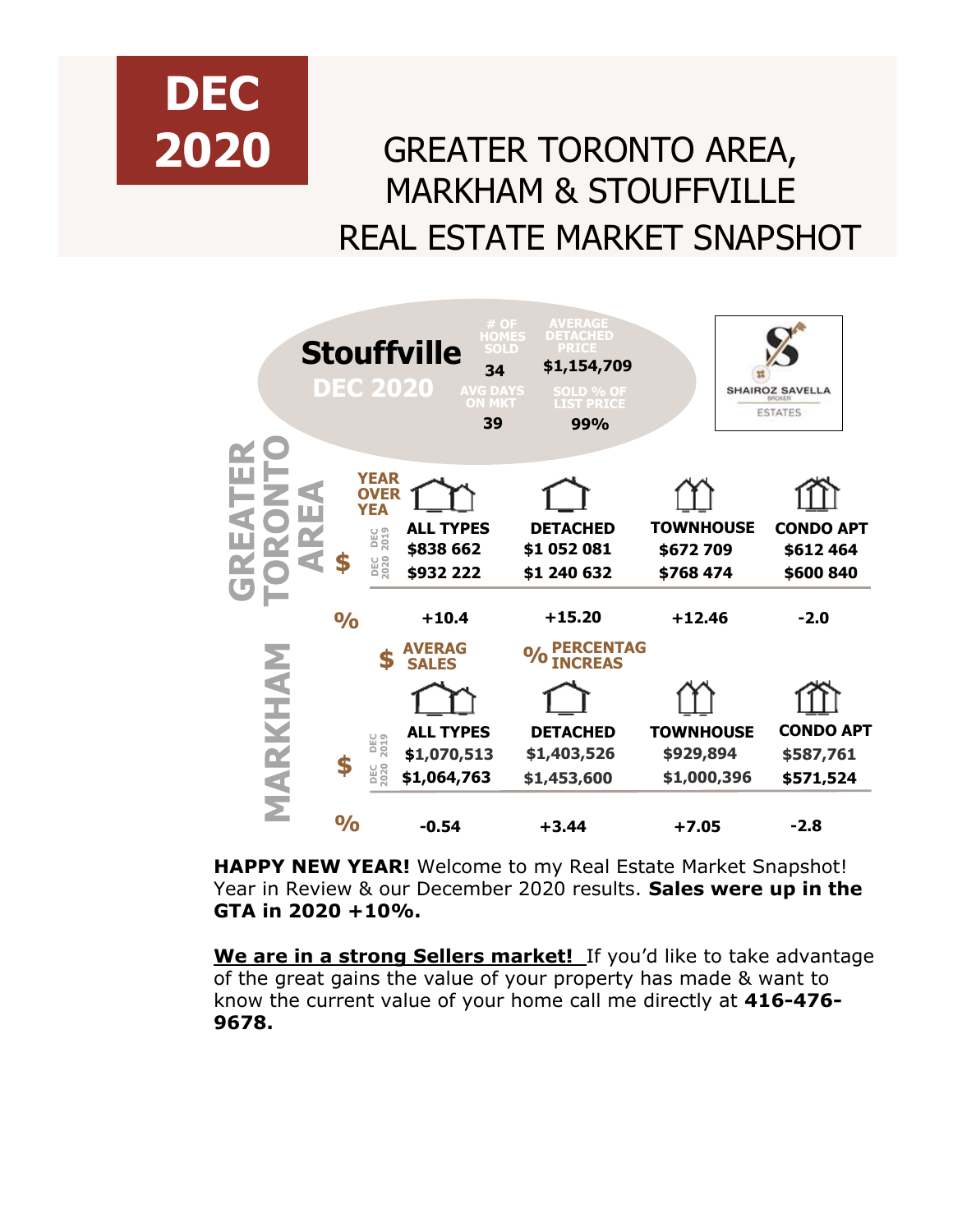# DEC 2020

# GREATER TORONTO AREA, MARKHAM & STOUFFVILLE REAL ESTATE MARKET SNAPSHOT

## Stouffville DEC 2020

| # OF HOMES SOLD | AVERAGE DETACHED PRICE |
|---|---|
| 34 | $1,154,709 |
| **AVG DAYS ON MKT** | **SOLD % OF LIST PRICE** |
| 39 | 99% |

SHAIROZ SAVELLA BROKER ESTATES

## GREATER TORONTO AREA

YEAR OVER YEA

| | | ALL TYPES | DETACHED | TOWNHOUSE | CONDO APT |
|---|---|---|---|---|---|
| $ | DEC 2019 | $838 662 | $1 052 081 | $672 709 | $612 464 |
| | DEC 2020 | $932 222 | $1 240 632 | $768 474 | $600 840 |
| % | | +10.4 | +15.20 | +12.46 | -2.0 |

$ AVERAG SALES  % PERCENTAG INCREAS

## MARKHAM

| | | ALL TYPES | DETACHED | TOWNHOUSE | CONDO APT |
|---|---|---|---|---|---|
| $ | DEC 2019 | $1,070,513 | $1,403,526 | $929,894 | $587,761 |
| | DEC 2020 | $1,064,763 | $1,453,600 | $1,000,396 | $571,524 |
| % | | -0.54 | +3.44 | +7.05 | -2.8 |

**HAPPY NEW YEAR!** Welcome to my Real Estate Market Snapshot! Year in Review & our December 2020 results. **Sales were up in the GTA in 2020 +10%.**

**We are in a strong Sellers market!** If you'd like to take advantage of the great gains the value of your property has made & want to know the current value of your home call me directly at **416-476-9678.**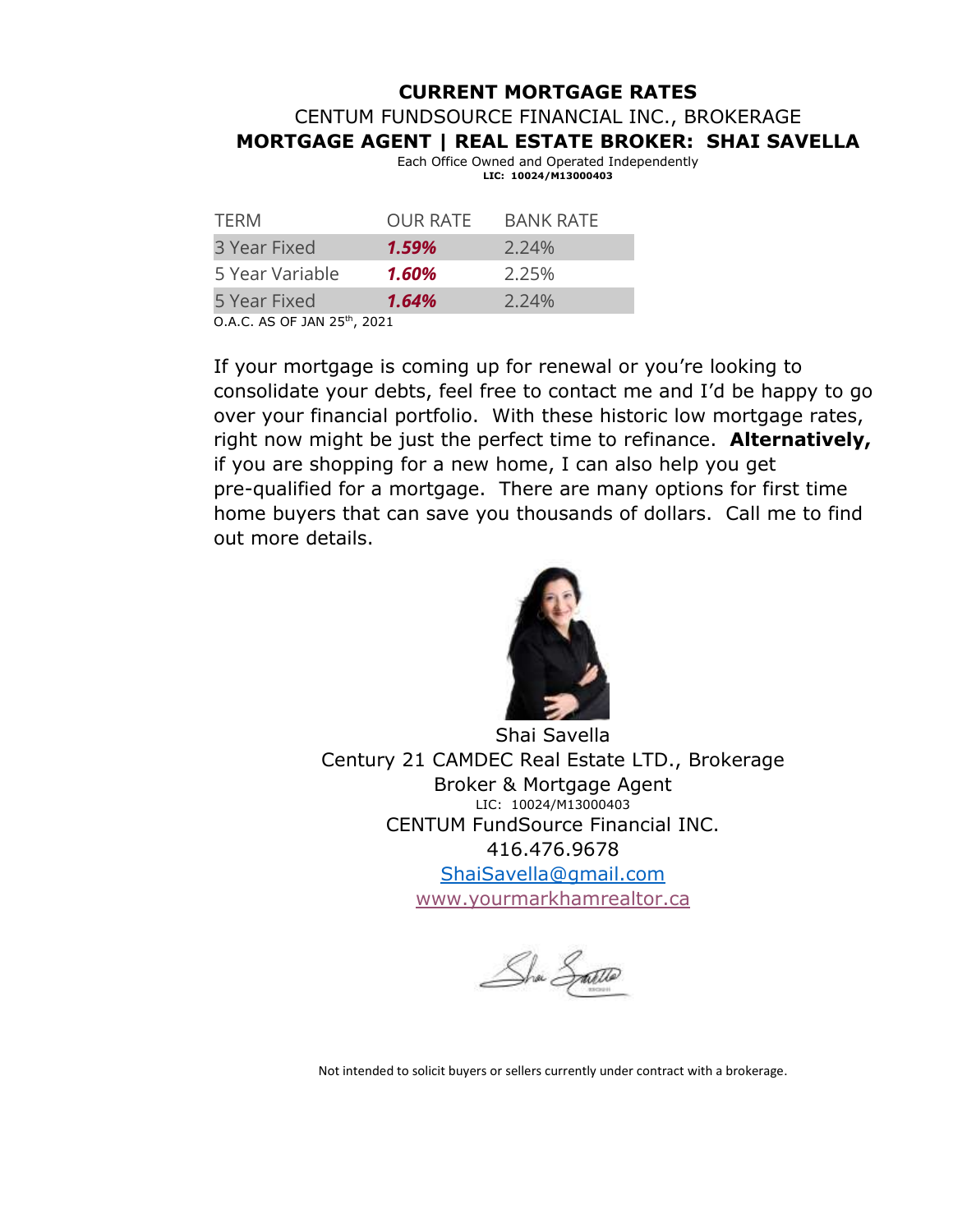# CURRENT MORTGAGE RATES

CENTUM FUNDSOURCE FINANCIAL INC., BROKERAGE

**MORTGAGE AGENT | REAL ESTATE BROKER: SHAI SAVELLA**

Each Office Owned and Operated Independently

**LIC: 10024/M13000403**

| TERM | OUR RATE | BANK RATE |
|---|---|---|
| 3 Year Fixed | ***1.59%*** | 2.24% |
| 5 Year Variable | ***1.60%*** | 2.25% |
| 5 Year Fixed | ***1.64%*** | 2.24% |

O.A.C. AS OF JAN 25th, 2021

If your mortgage is coming up for renewal or you're looking to consolidate your debts, feel free to contact me and I'd be happy to go over your financial portfolio. With these historic low mortgage rates, right now might be just the perfect time to refinance. **Alternatively,** if you are shopping for a new home, I can also help you get pre-qualified for a mortgage. There are many options for first time home buyers that can save you thousands of dollars. Call me to find out more details.

Shai Savella

Century 21 CAMDEC Real Estate LTD., Brokerage

Broker & Mortgage Agent

LIC: 10024/M13000403

CENTUM FundSource Financial INC.

416.476.9678

ShaiSavella@gmail.com

www.yourmarkhamrealtor.ca

Not intended to solicit buyers or sellers currently under contract with a brokerage.